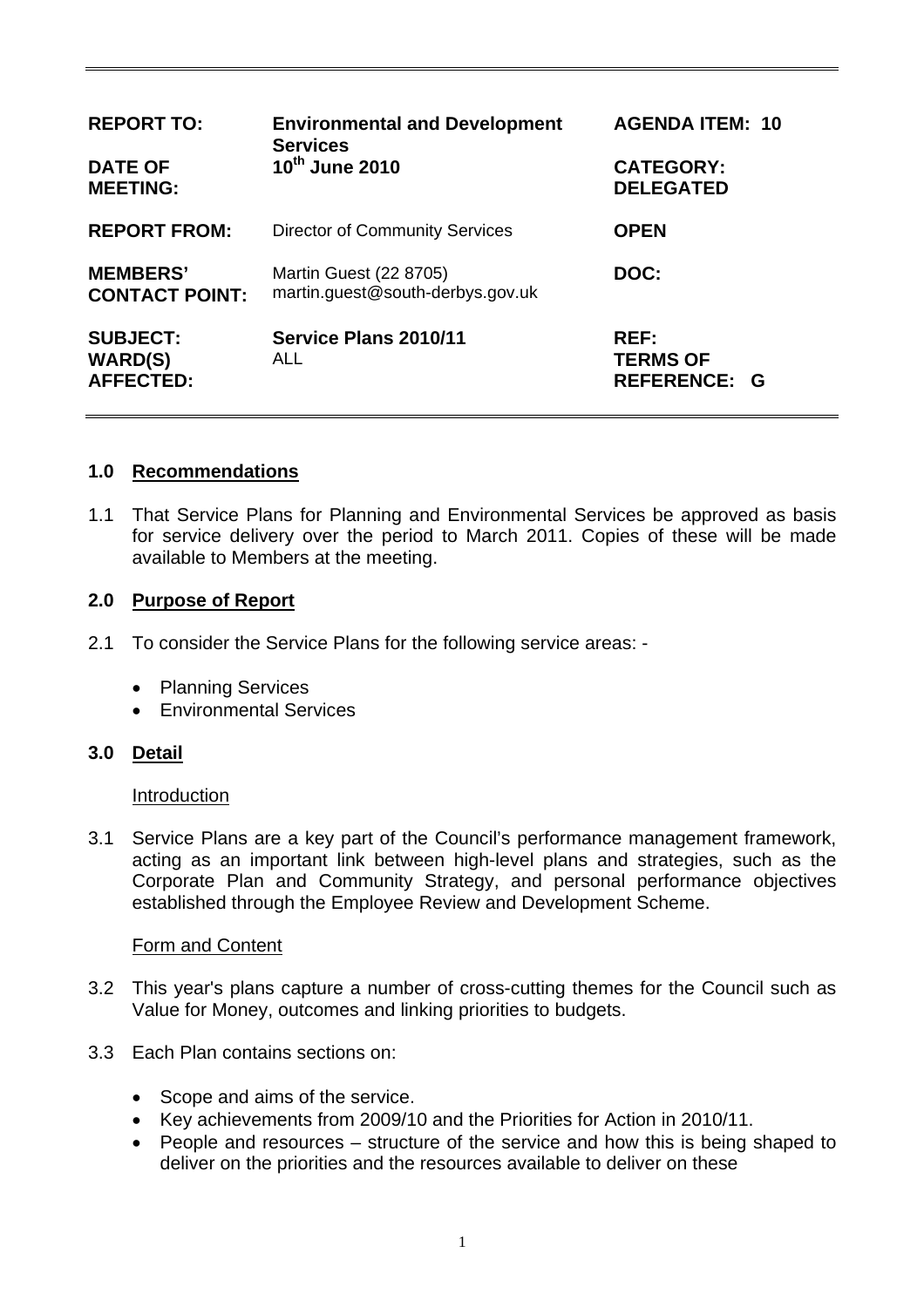| | | |
|---|---|---|
| **REPORT TO:** | **Environmental and Development Services** | **AGENDA ITEM: 10** |
| **DATE OF MEETING:** | **10th June 2010** | **CATEGORY: DELEGATED** |
| **REPORT FROM:** | Director of Community Services | **OPEN** |
| **MEMBERS' CONTACT POINT:** | Martin Guest (22 8705) martin.guest@south-derbys.gov.uk | **DOC:** |
| **SUBJECT:** | **Service Plans 2010/11** | **REF:** |
| **WARD(S) AFFECTED:** | ALL | **TERMS OF REFERENCE: G** |

## 1.0 Recommendations

1.1 That Service Plans for Planning and Environmental Services be approved as basis for service delivery over the period to March 2011. Copies of these will be made available to Members at the meeting.

## 2.0 Purpose of Report

2.1 To consider the Service Plans for the following service areas: -

- Planning Services
- Environmental Services

## 3.0 Detail

Introduction

3.1 Service Plans are a key part of the Council's performance management framework, acting as an important link between high-level plans and strategies, such as the Corporate Plan and Community Strategy, and personal performance objectives established through the Employee Review and Development Scheme.

Form and Content

3.2 This year's plans capture a number of cross-cutting themes for the Council such as Value for Money, outcomes and linking priorities to budgets.

3.3 Each Plan contains sections on:

- Scope and aims of the service.
- Key achievements from 2009/10 and the Priorities for Action in 2010/11.
- People and resources – structure of the service and how this is being shaped to deliver on the priorities and the resources available to deliver on these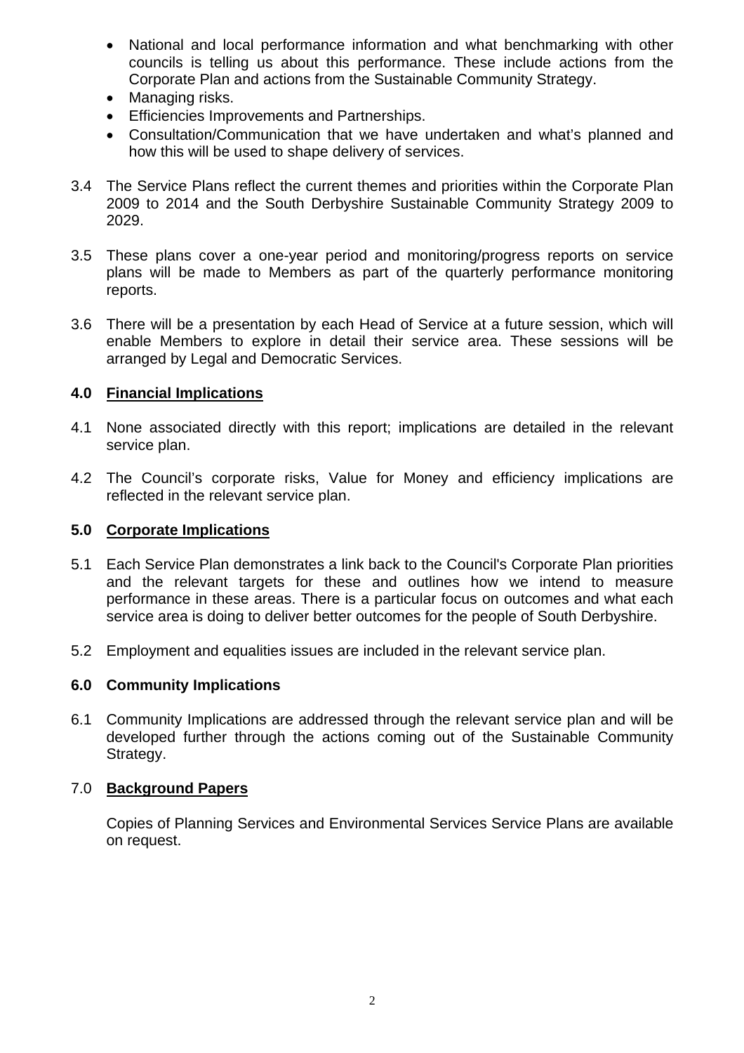- National and local performance information and what benchmarking with other councils is telling us about this performance. These include actions from the Corporate Plan and actions from the Sustainable Community Strategy.
- Managing risks.
- Efficiencies Improvements and Partnerships.
- Consultation/Communication that we have undertaken and what's planned and how this will be used to shape delivery of services.

3.4 The Service Plans reflect the current themes and priorities within the Corporate Plan 2009 to 2014 and the South Derbyshire Sustainable Community Strategy 2009 to 2029.

3.5 These plans cover a one-year period and monitoring/progress reports on service plans will be made to Members as part of the quarterly performance monitoring reports.

3.6 There will be a presentation by each Head of Service at a future session, which will enable Members to explore in detail their service area. These sessions will be arranged by Legal and Democratic Services.

## 4.0 Financial Implications

4.1 None associated directly with this report; implications are detailed in the relevant service plan.

4.2 The Council's corporate risks, Value for Money and efficiency implications are reflected in the relevant service plan.

## 5.0 Corporate Implications

5.1 Each Service Plan demonstrates a link back to the Council's Corporate Plan priorities and the relevant targets for these and outlines how we intend to measure performance in these areas. There is a particular focus on outcomes and what each service area is doing to deliver better outcomes for the people of South Derbyshire.

5.2 Employment and equalities issues are included in the relevant service plan.

## 6.0 Community Implications

6.1 Community Implications are addressed through the relevant service plan and will be developed further through the actions coming out of the Sustainable Community Strategy.

## 7.0 Background Papers

Copies of Planning Services and Environmental Services Service Plans are available on request.